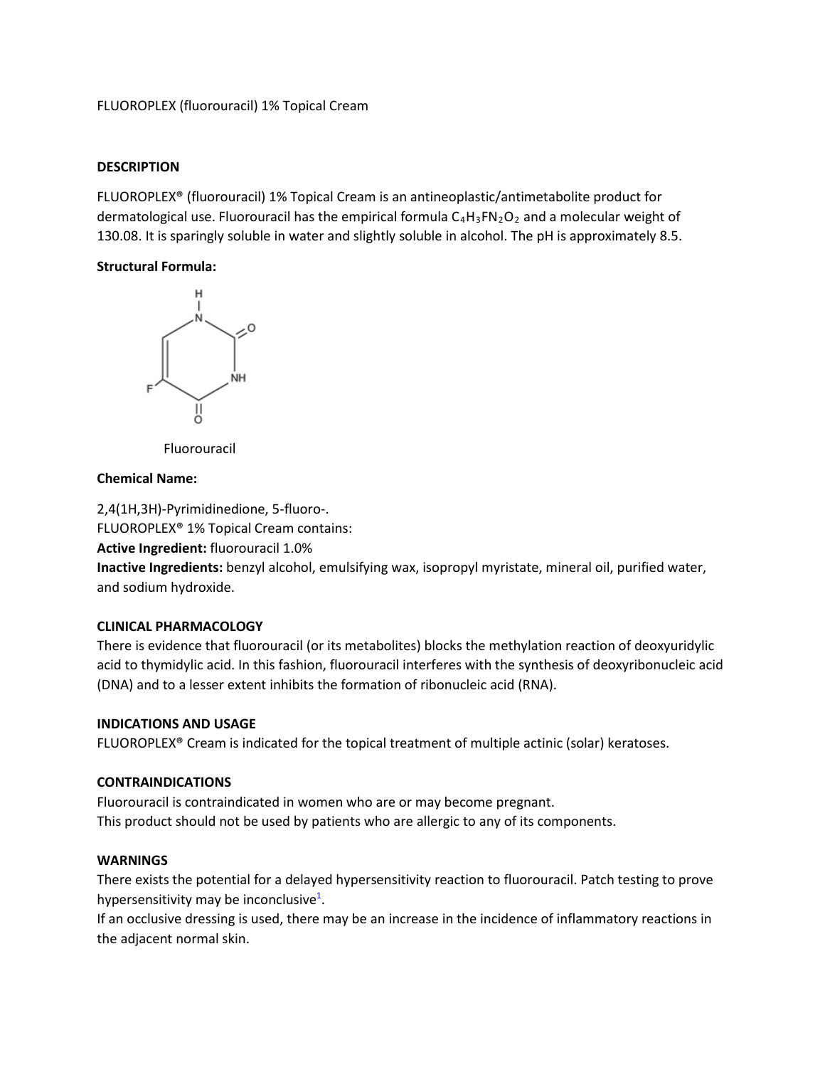FLUOROPLEX (fluorouracil) 1% Topical Cream

## DESCRIPTION

FLUOROPLEX® (fluorouracil) 1% Topical Cream is an antineoplastic/antimetabolite product for dermatological use. Fluorouracil has the empirical formula $C_4H_3FN_2O_2$ and a molecular weight of 130.08. It is sparingly soluble in water and slightly soluble in alcohol. The pH is approximately 8.5.

**Structural Formula:**

Fluorouracil

**Chemical Name:**

2,4(1H,3H)-Pyrimidinedione, 5-fluoro-.

FLUOROPLEX® 1% Topical Cream contains:

**Active Ingredient:** fluorouracil 1.0%

**Inactive Ingredients:** benzyl alcohol, emulsifying wax, isopropyl myristate, mineral oil, purified water, and sodium hydroxide.

## CLINICAL PHARMACOLOGY

There is evidence that fluorouracil (or its metabolites) blocks the methylation reaction of deoxyuridylic acid to thymidylic acid. In this fashion, fluorouracil interferes with the synthesis of deoxyribonucleic acid (DNA) and to a lesser extent inhibits the formation of ribonucleic acid (RNA).

## INDICATIONS AND USAGE

FLUOROPLEX® Cream is indicated for the topical treatment of multiple actinic (solar) keratoses.

## CONTRAINDICATIONS

Fluorouracil is contraindicated in women who are or may become pregnant.

This product should not be used by patients who are allergic to any of its components.

## WARNINGS

There exists the potential for a delayed hypersensitivity reaction to fluorouracil. Patch testing to prove hypersensitivity may be inconclusive[1].

If an occlusive dressing is used, there may be an increase in the incidence of inflammatory reactions in the adjacent normal skin.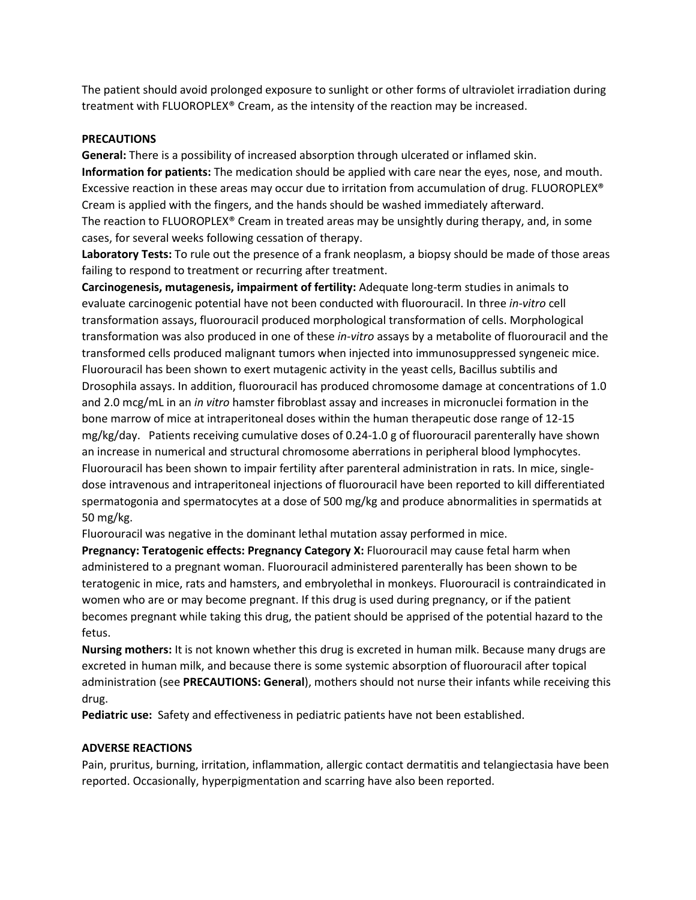The patient should avoid prolonged exposure to sunlight or other forms of ultraviolet irradiation during treatment with FLUOROPLEX® Cream, as the intensity of the reaction may be increased.

**PRECAUTIONS**

**General:** There is a possibility of increased absorption through ulcerated or inflamed skin.

**Information for patients:** The medication should be applied with care near the eyes, nose, and mouth. Excessive reaction in these areas may occur due to irritation from accumulation of drug. FLUOROPLEX® Cream is applied with the fingers, and the hands should be washed immediately afterward.

The reaction to FLUOROPLEX® Cream in treated areas may be unsightly during therapy, and, in some cases, for several weeks following cessation of therapy.

**Laboratory Tests:** To rule out the presence of a frank neoplasm, a biopsy should be made of those areas failing to respond to treatment or recurring after treatment.

**Carcinogenesis, mutagenesis, impairment of fertility:** Adequate long-term studies in animals to evaluate carcinogenic potential have not been conducted with fluorouracil. In three *in-vitro* cell transformation assays, fluorouracil produced morphological transformation of cells. Morphological transformation was also produced in one of these *in-vitro* assays by a metabolite of fluorouracil and the transformed cells produced malignant tumors when injected into immunosuppressed syngeneic mice. Fluorouracil has been shown to exert mutagenic activity in the yeast cells, Bacillus subtilis and Drosophila assays. In addition, fluorouracil has produced chromosome damage at concentrations of 1.0 and 2.0 mcg/mL in an *in vitro* hamster fibroblast assay and increases in micronuclei formation in the bone marrow of mice at intraperitoneal doses within the human therapeutic dose range of 12-15 mg/kg/day. Patients receiving cumulative doses of 0.24-1.0 g of fluorouracil parenterally have shown an increase in numerical and structural chromosome aberrations in peripheral blood lymphocytes. Fluorouracil has been shown to impair fertility after parenteral administration in rats. In mice, single-dose intravenous and intraperitoneal injections of fluorouracil have been reported to kill differentiated spermatogonia and spermatocytes at a dose of 500 mg/kg and produce abnormalities in spermatids at 50 mg/kg.

Fluorouracil was negative in the dominant lethal mutation assay performed in mice.

**Pregnancy: Teratogenic effects: Pregnancy Category X:** Fluorouracil may cause fetal harm when administered to a pregnant woman. Fluorouracil administered parenterally has been shown to be teratogenic in mice, rats and hamsters, and embryolethal in monkeys. Fluorouracil is contraindicated in women who are or may become pregnant. If this drug is used during pregnancy, or if the patient becomes pregnant while taking this drug, the patient should be apprised of the potential hazard to the fetus.

**Nursing mothers:** It is not known whether this drug is excreted in human milk. Because many drugs are excreted in human milk, and because there is some systemic absorption of fluorouracil after topical administration (see **PRECAUTIONS: General**), mothers should not nurse their infants while receiving this drug.

**Pediatric use:** Safety and effectiveness in pediatric patients have not been established.

**ADVERSE REACTIONS**

Pain, pruritus, burning, irritation, inflammation, allergic contact dermatitis and telangiectasia have been reported. Occasionally, hyperpigmentation and scarring have also been reported.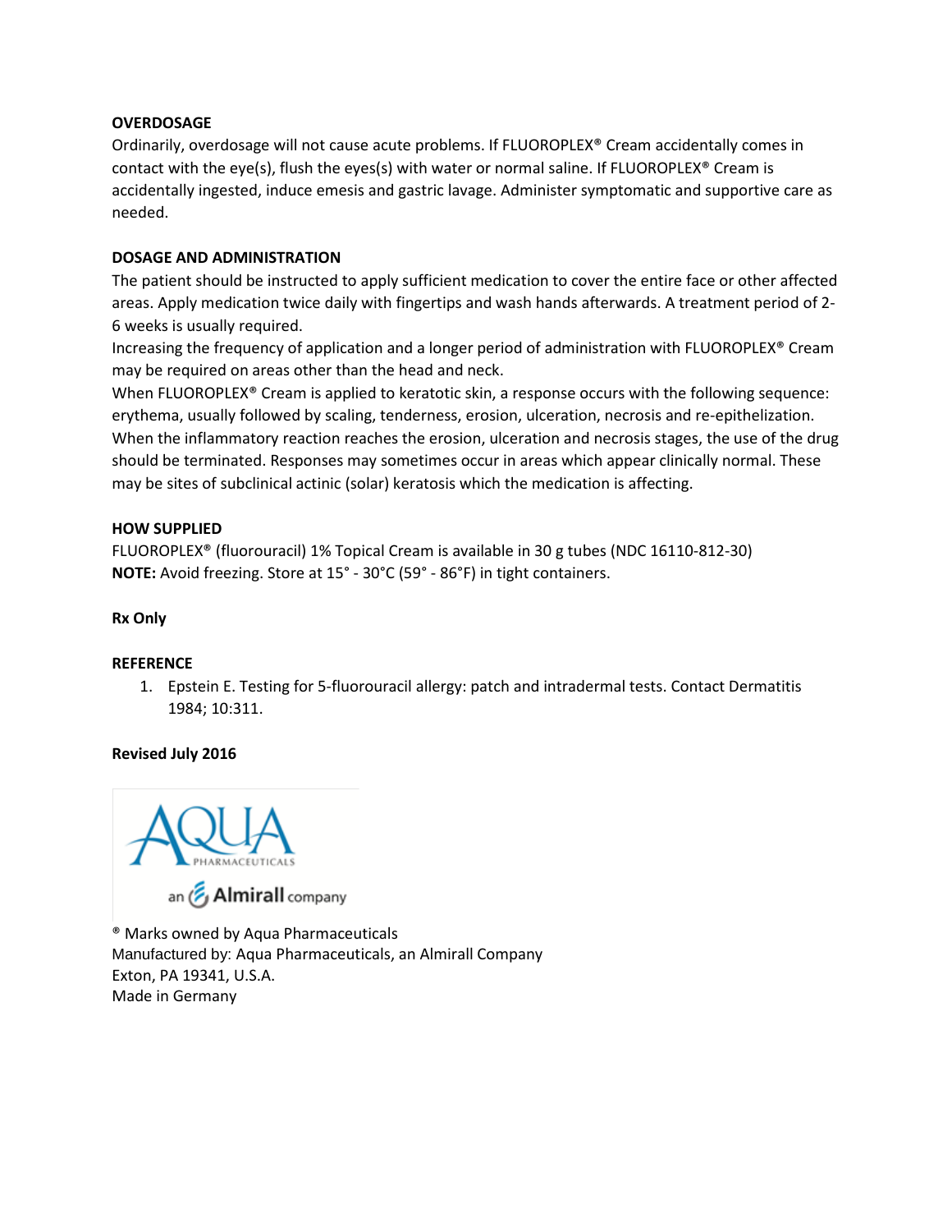## OVERDOSAGE

Ordinarily, overdosage will not cause acute problems. If FLUOROPLEX® Cream accidentally comes in contact with the eye(s), flush the eyes(s) with water or normal saline. If FLUOROPLEX® Cream is accidentally ingested, induce emesis and gastric lavage. Administer symptomatic and supportive care as needed.

## DOSAGE AND ADMINISTRATION

The patient should be instructed to apply sufficient medication to cover the entire face or other affected areas. Apply medication twice daily with fingertips and wash hands afterwards. A treatment period of 2-6 weeks is usually required.

Increasing the frequency of application and a longer period of administration with FLUOROPLEX® Cream may be required on areas other than the head and neck.

When FLUOROPLEX® Cream is applied to keratotic skin, a response occurs with the following sequence: erythema, usually followed by scaling, tenderness, erosion, ulceration, necrosis and re-epithelization. When the inflammatory reaction reaches the erosion, ulceration and necrosis stages, the use of the drug should be terminated. Responses may sometimes occur in areas which appear clinically normal. These may be sites of subclinical actinic (solar) keratosis which the medication is affecting.

## HOW SUPPLIED

FLUOROPLEX® (fluorouracil) 1% Topical Cream is available in 30 g tubes (NDC 16110-812-30)

**NOTE:** Avoid freezing. Store at 15° - 30°C (59° - 86°F) in tight containers.

**Rx Only**

## REFERENCE

1. Epstein E. Testing for 5-fluorouracil allergy: patch and intradermal tests. Contact Dermatitis 1984; 10:311.

**Revised July 2016**

AQUA PHARMACEUTICALS
an Almirall company

® Marks owned by Aqua Pharmaceuticals
Manufactured by: Aqua Pharmaceuticals, an Almirall Company
Exton, PA 19341, U.S.A.
Made in Germany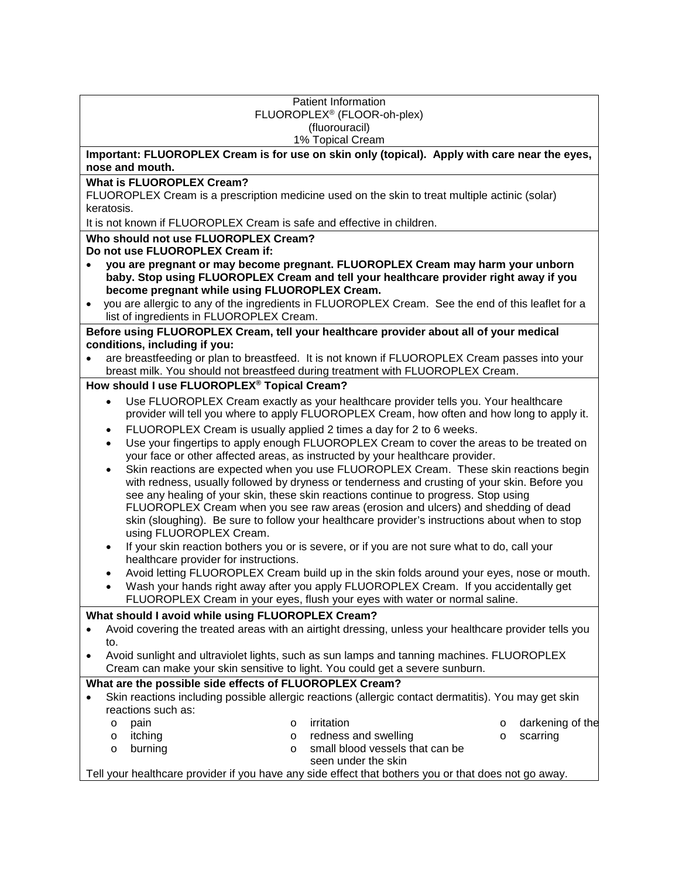Patient Information
FLUOROPLEX® (FLOOR-oh-plex)
(fluorouracil)
1% Topical Cream

**Important: FLUOROPLEX Cream is for use on skin only (topical). Apply with care near the eyes, nose and mouth.**

**What is FLUOROPLEX Cream?**

FLUOROPLEX Cream is a prescription medicine used on the skin to treat multiple actinic (solar) keratosis.

It is not known if FLUOROPLEX Cream is safe and effective in children.

**Who should not use FLUOROPLEX Cream?**
**Do not use FLUOROPLEX Cream if:**

- **you are pregnant or may become pregnant. FLUOROPLEX Cream may harm your unborn baby. Stop using FLUOROPLEX Cream and tell your healthcare provider right away if you become pregnant while using FLUOROPLEX Cream.**
- you are allergic to any of the ingredients in FLUOROPLEX Cream. See the end of this leaflet for a list of ingredients in FLUOROPLEX Cream.

**Before using FLUOROPLEX Cream, tell your healthcare provider about all of your medical conditions, including if you:**

- are breastfeeding or plan to breastfeed. It is not known if FLUOROPLEX Cream passes into your breast milk. You should not breastfeed during treatment with FLUOROPLEX Cream.

**How should I use FLUOROPLEX® Topical Cream?**

- Use FLUOROPLEX Cream exactly as your healthcare provider tells you. Your healthcare provider will tell you where to apply FLUOROPLEX Cream, how often and how long to apply it.
- FLUOROPLEX Cream is usually applied 2 times a day for 2 to 6 weeks.
- Use your fingertips to apply enough FLUOROPLEX Cream to cover the areas to be treated on your face or other affected areas, as instructed by your healthcare provider.
- Skin reactions are expected when you use FLUOROPLEX Cream. These skin reactions begin with redness, usually followed by dryness or tenderness and crusting of your skin. Before you see any healing of your skin, these skin reactions continue to progress. Stop using FLUOROPLEX Cream when you see raw areas (erosion and ulcers) and shedding of dead skin (sloughing). Be sure to follow your healthcare provider's instructions about when to stop using FLUOROPLEX Cream.
- If your skin reaction bothers you or is severe, or if you are not sure what to do, call your healthcare provider for instructions.
- Avoid letting FLUOROPLEX Cream build up in the skin folds around your eyes, nose or mouth.
- Wash your hands right away after you apply FLUOROPLEX Cream. If you accidentally get FLUOROPLEX Cream in your eyes, flush your eyes with water or normal saline.

**What should I avoid while using FLUOROPLEX Cream?**

- Avoid covering the treated areas with an airtight dressing, unless your healthcare provider tells you to.
- Avoid sunlight and ultraviolet lights, such as sun lamps and tanning machines. FLUOROPLEX Cream can make your skin sensitive to light. You could get a severe sunburn.

**What are the possible side effects of FLUOROPLEX Cream?**

- Skin reactions including possible allergic reactions (allergic contact dermatitis). You may get skin reactions such as:
  - pain
  - itching
  - burning
  - irritation
  - redness and swelling
  - small blood vessels that can be seen under the skin
  - darkening of the
  - scarring

Tell your healthcare provider if you have any side effect that bothers you or that does not go away.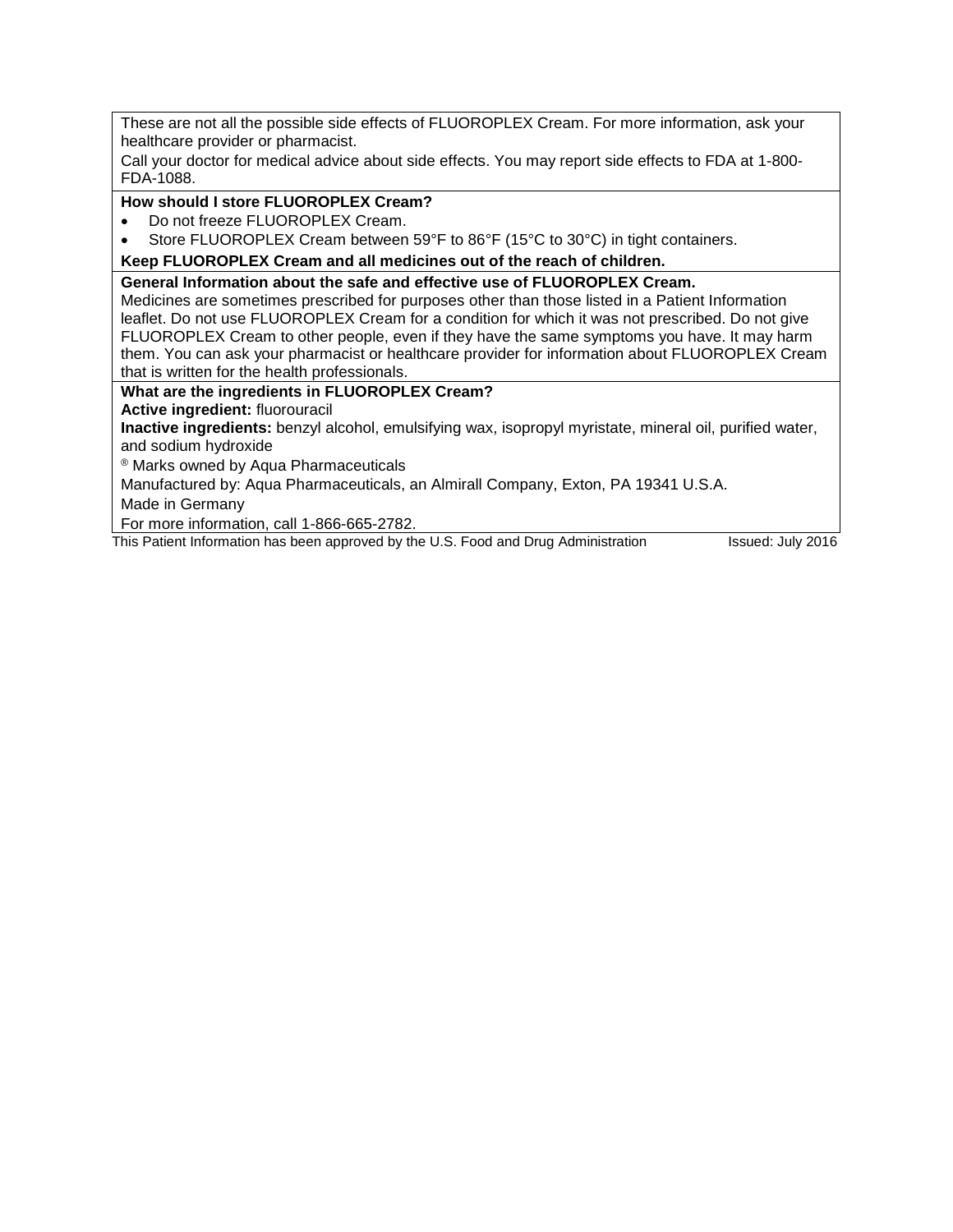These are not all the possible side effects of FLUOROPLEX Cream. For more information, ask your healthcare provider or pharmacist.

Call your doctor for medical advice about side effects. You may report side effects to FDA at 1-800-FDA-1088.

**How should I store FLUOROPLEX Cream?**

- Do not freeze FLUOROPLEX Cream.
- Store FLUOROPLEX Cream between 59°F to 86°F (15°C to 30°C) in tight containers.

**Keep FLUOROPLEX Cream and all medicines out of the reach of children.**

**General Information about the safe and effective use of FLUOROPLEX Cream.**

Medicines are sometimes prescribed for purposes other than those listed in a Patient Information leaflet. Do not use FLUOROPLEX Cream for a condition for which it was not prescribed. Do not give FLUOROPLEX Cream to other people, even if they have the same symptoms you have. It may harm them. You can ask your pharmacist or healthcare provider for information about FLUOROPLEX Cream that is written for the health professionals.

**What are the ingredients in FLUOROPLEX Cream?**

**Active ingredient:** fluorouracil

**Inactive ingredients:** benzyl alcohol, emulsifying wax, isopropyl myristate, mineral oil, purified water, and sodium hydroxide

® Marks owned by Aqua Pharmaceuticals

Manufactured by: Aqua Pharmaceuticals, an Almirall Company, Exton, PA 19341 U.S.A.

Made in Germany

For more information, call 1-866-665-2782.

This Patient Information has been approved by the U.S. Food and Drug Administration Issued: July 2016